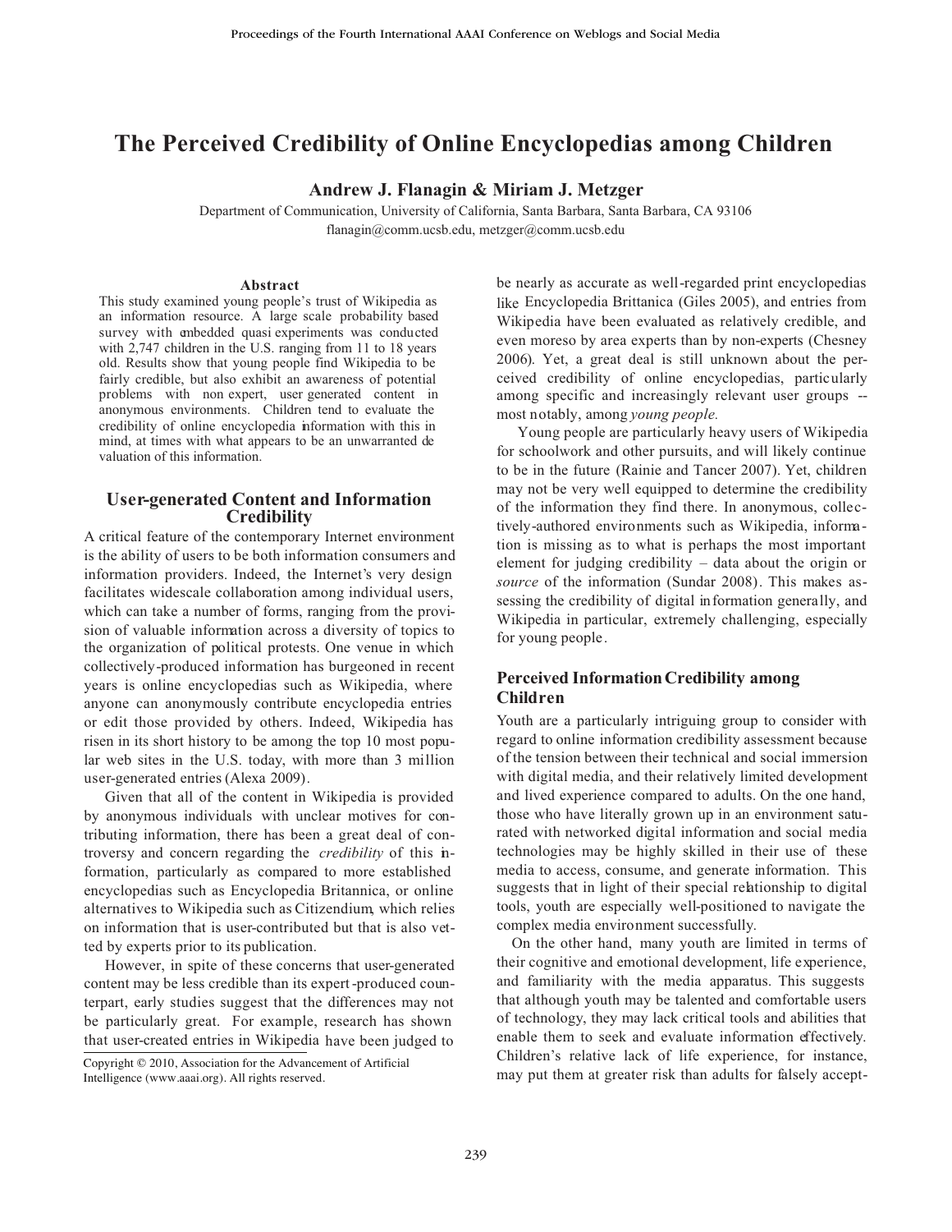# The Perceived Credibility of Online Encyclopedias among Children

**Andrew J. Flanagin & Miriam J. Metzger**

Department of Communication, University of California, Santa Barbara, Santa Barbara, CA 93106
flanagin@comm.ucsb.edu, metzger@comm.ucsb.edu

### Abstract

This study examined young people's trust of Wikipedia as an information resource. A large scale probability based survey with embedded quasi experiments was conducted with 2,747 children in the U.S. ranging from 11 to 18 years old. Results show that young people find Wikipedia to be fairly credible, but also exhibit an awareness of potential problems with non expert, user generated content in anonymous environments. Children tend to evaluate the credibility of online encyclopedia information with this in mind, at times with what appears to be an unwarranted devaluation of this information.

## User-generated Content and Information Credibility

A critical feature of the contemporary Internet environment is the ability of users to be both information consumers and information providers. Indeed, the Internet's very design facilitates widescale collaboration among individual users, which can take a number of forms, ranging from the provision of valuable information across a diversity of topics to the organization of political protests. One venue in which collectively-produced information has burgeoned in recent years is online encyclopedias such as Wikipedia, where anyone can anonymously contribute encyclopedia entries or edit those provided by others. Indeed, Wikipedia has risen in its short history to be among the top 10 most popular web sites in the U.S. today, with more than 3 million user-generated entries (Alexa 2009).

Given that all of the content in Wikipedia is provided by anonymous individuals with unclear motives for contributing information, there has been a great deal of controversy and concern regarding the *credibility* of this information, particularly as compared to more established encyclopedias such as Encyclopedia Britannica, or online alternatives to Wikipedia such as Citizendium, which relies on information that is user-contributed but that is also vetted by experts prior to its publication.

However, in spite of these concerns that user-generated content may be less credible than its expert-produced counterpart, early studies suggest that the differences may not be particularly great. For example, research has shown that user-created entries in Wikipedia have been judged to be nearly as accurate as well-regarded print encyclopedias like Encyclopedia Brittanica (Giles 2005), and entries from Wikipedia have been evaluated as relatively credible, and even moreso by area experts than by non-experts (Chesney 2006). Yet, a great deal is still unknown about the perceived credibility of online encyclopedias, particularly among specific and increasingly relevant user groups -- most notably, among *young people.*

Young people are particularly heavy users of Wikipedia for schoolwork and other pursuits, and will likely continue to be in the future (Rainie and Tancer 2007). Yet, children may not be very well equipped to determine the credibility of the information they find there. In anonymous, collectively-authored environments such as Wikipedia, information is missing as to what is perhaps the most important element for judging credibility – data about the origin or *source* of the information (Sundar 2008). This makes assessing the credibility of digital information generally, and Wikipedia in particular, extremely challenging, especially for young people.

### Perceived Information Credibility among Children

Youth are a particularly intriguing group to consider with regard to online information credibility assessment because of the tension between their technical and social immersion with digital media, and their relatively limited development and lived experience compared to adults. On the one hand, those who have literally grown up in an environment saturated with networked digital information and social media technologies may be highly skilled in their use of these media to access, consume, and generate information. This suggests that in light of their special relationship to digital tools, youth are especially well-positioned to navigate the complex media environment successfully.

On the other hand, many youth are limited in terms of their cognitive and emotional development, life experience, and familiarity with the media apparatus. This suggests that although youth may be talented and comfortable users of technology, they may lack critical tools and abilities that enable them to seek and evaluate information effectively. Children's relative lack of life experience, for instance, may put them at greater risk than adults for falsely accept-

Copyright © 2010, Association for the Advancement of Artificial Intelligence (www.aaai.org). All rights reserved.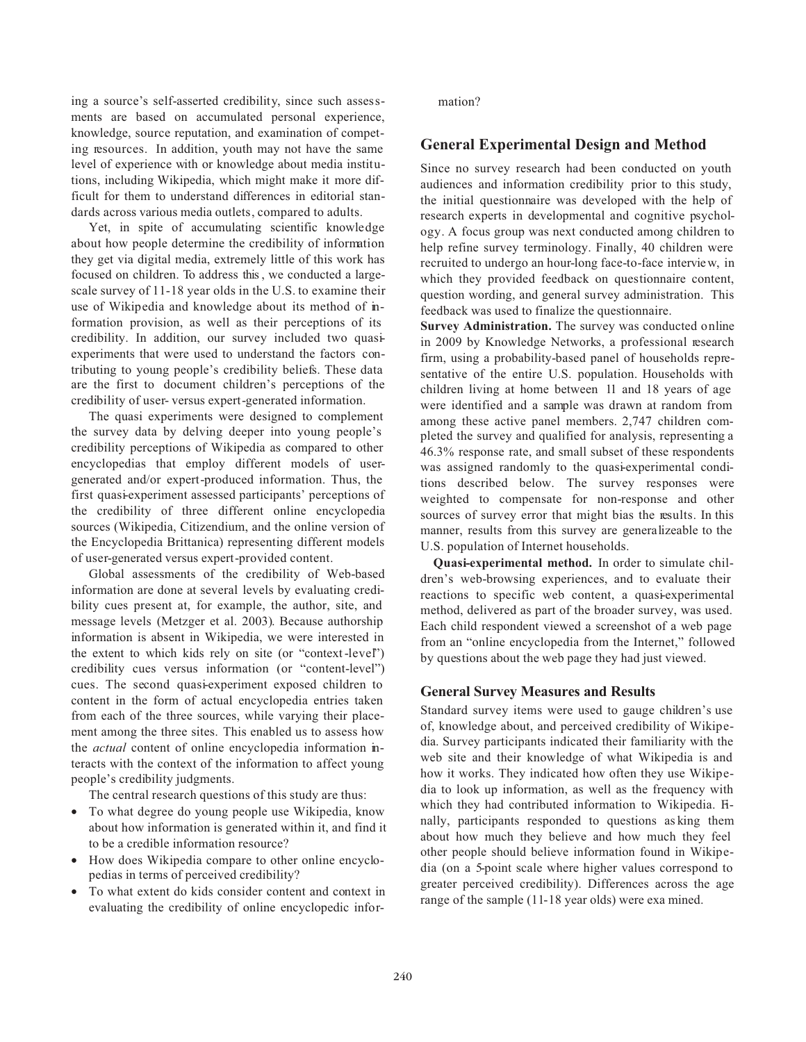ing a source's self-asserted credibility, since such assessments are based on accumulated personal experience, knowledge, source reputation, and examination of competing resources. In addition, youth may not have the same level of experience with or knowledge about media institutions, including Wikipedia, which might make it more difficult for them to understand differences in editorial standards across various media outlets, compared to adults.

Yet, in spite of accumulating scientific knowledge about how people determine the credibility of information they get via digital media, extremely little of this work has focused on children. To address this, we conducted a large-scale survey of 11-18 year olds in the U.S. to examine their use of Wikipedia and knowledge about its method of information provision, as well as their perceptions of its credibility. In addition, our survey included two quasi-experiments that were used to understand the factors contributing to young people's credibility beliefs. These data are the first to document children's perceptions of the credibility of user- versus expert-generated information.

The quasi experiments were designed to complement the survey data by delving deeper into young people's credibility perceptions of Wikipedia as compared to other encyclopedias that employ different models of user-generated and/or expert-produced information. Thus, the first quasi-experiment assessed participants' perceptions of the credibility of three different online encyclopedia sources (Wikipedia, Citizendium, and the online version of the Encyclopedia Brittanica) representing different models of user-generated versus expert-provided content.

Global assessments of the credibility of Web-based information are done at several levels by evaluating credibility cues present at, for example, the author, site, and message levels (Metzger et al. 2003). Because authorship information is absent in Wikipedia, we were interested in the extent to which kids rely on site (or "context-level") credibility cues versus information (or "content-level") cues. The second quasi-experiment exposed children to content in the form of actual encyclopedia entries taken from each of the three sources, while varying their placement among the three sites. This enabled us to assess how the *actual* content of online encyclopedia information interacts with the context of the information to affect young people's credibility judgments.

The central research questions of this study are thus:

- To what degree do young people use Wikipedia, know about how information is generated within it, and find it to be a credible information resource?
- How does Wikipedia compare to other online encyclopedias in terms of perceived credibility?
- To what extent do kids consider content and context in evaluating the credibility of online encyclopedic information?

## General Experimental Design and Method

Since no survey research had been conducted on youth audiences and information credibility prior to this study, the initial questionnaire was developed with the help of research experts in developmental and cognitive psychology. A focus group was next conducted among children to help refine survey terminology. Finally, 40 children were recruited to undergo an hour-long face-to-face interview, in which they provided feedback on questionnaire content, question wording, and general survey administration. This feedback was used to finalize the questionnaire.

**Survey Administration.** The survey was conducted online in 2009 by Knowledge Networks, a professional research firm, using a probability-based panel of households representative of the entire U.S. population. Households with children living at home between 11 and 18 years of age were identified and a sample was drawn at random from among these active panel members. 2,747 children completed the survey and qualified for analysis, representing a 46.3% response rate, and small subset of these respondents was assigned randomly to the quasi-experimental conditions described below. The survey responses were weighted to compensate for non-response and other sources of survey error that might bias the results. In this manner, results from this survey are generalizeable to the U.S. population of Internet households.

**Quasi-experimental method.** In order to simulate children's web-browsing experiences, and to evaluate their reactions to specific web content, a quasi-experimental method, delivered as part of the broader survey, was used. Each child respondent viewed a screenshot of a web page from an "online encyclopedia from the Internet," followed by questions about the web page they had just viewed.

### General Survey Measures and Results

Standard survey items were used to gauge children's use of, knowledge about, and perceived credibility of Wikipedia. Survey participants indicated their familiarity with the web site and their knowledge of what Wikipedia is and how it works. They indicated how often they use Wikipedia to look up information, as well as the frequency with which they had contributed information to Wikipedia. Finally, participants responded to questions asking them about how much they believe and how much they feel other people should believe information found in Wikipedia (on a 5-point scale where higher values correspond to greater perceived credibility). Differences across the age range of the sample (11-18 year olds) were examined.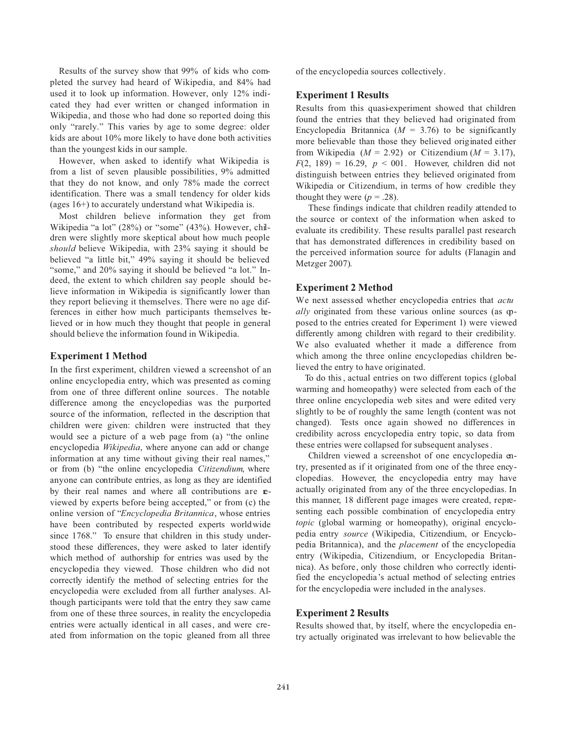Results of the survey show that 99% of kids who completed the survey had heard of Wikipedia, and 84% had used it to look up information. However, only 12% indicated they had ever written or changed information in Wikipedia, and those who had done so reported doing this only "rarely." This varies by age to some degree: older kids are about 10% more likely to have done both activities than the youngest kids in our sample.

However, when asked to identify what Wikipedia is from a list of seven plausible possibilities, 9% admitted that they do not know, and only 78% made the correct identification. There was a small tendency for older kids (ages 16+) to accurately understand what Wikipedia is.

Most children believe information they get from Wikipedia "a lot" (28%) or "some" (43%). However, children were slightly more skeptical about how much people *should* believe Wikipedia, with 23% saying it should be believed "a little bit," 49% saying it should be believed "some," and 20% saying it should be believed "a lot." Indeed, the extent to which children say people should believe information in Wikipedia is significantly lower than they report believing it themselves. There were no age differences in either how much participants themselves believed or in how much they thought that people in general should believe the information found in Wikipedia.

## Experiment 1 Method

In the first experiment, children viewed a screenshot of an online encyclopedia entry, which was presented as coming from one of three different online sources. The notable difference among the encyclopedias was the purported source of the information, reflected in the description that children were given: children were instructed that they would see a picture of a web page from (a) "the online encyclopedia *Wikipedia*, where anyone can add or change information at any time without giving their real names," or from (b) "the online encyclopedia *Citizendium*, where anyone can contribute entries, as long as they are identified by their real names and where all contributions are reviewed by experts before being accepted," or from (c) the online version of "*Encyclopedia Britannica*, whose entries have been contributed by respected experts worldwide since 1768." To ensure that children in this study understood these differences, they were asked to later identify which method of authorship for entries was used by the encyclopedia they viewed. Those children who did not correctly identify the method of selecting entries for the encyclopedia were excluded from all further analyses. Although participants were told that the entry they saw came from one of these three sources, in reality the encyclopedia entries were actually identical in all cases, and were created from information on the topic gleaned from all three of the encyclopedia sources collectively.

## Experiment 1 Results

Results from this quasi-experiment showed that children found the entries that they believed had originated from Encyclopedia Britannica ($M$ = 3.76) to be significantly more believable than those they believed originated either from Wikipedia ($M$ = 2.92) or Citizendium ($M$ = 3.17), $F(2, 189) = 16.29$, $p < 001$. However, children did not distinguish between entries they believed originated from Wikipedia or Citizendium, in terms of how credible they thought they were ($p = .28$).

These findings indicate that children readily attended to the source or context of the information when asked to evaluate its credibility. These results parallel past research that has demonstrated differences in credibility based on the perceived information source for adults (Flanagin and Metzger 2007).

## Experiment 2 Method

We next assessed whether encyclopedia entries that *actually* originated from these various online sources (as opposed to the entries created for Experiment 1) were viewed differently among children with regard to their credibility. We also evaluated whether it made a difference from which among the three online encyclopedias children believed the entry to have originated.

To do this, actual entries on two different topics (global warming and homeopathy) were selected from each of the three online encyclopedia web sites and were edited very slightly to be of roughly the same length (content was not changed). Tests once again showed no differences in credibility across encyclopedia entry topic, so data from these entries were collapsed for subsequent analyses.

Children viewed a screenshot of one encyclopedia entry, presented as if it originated from one of the three encyclopedias. However, the encyclopedia entry may have actually originated from any of the three encyclopedias. In this manner, 18 different page images were created, representing each possible combination of encyclopedia entry *topic* (global warming or homeopathy), original encyclopedia entry *source* (Wikipedia, Citizendium, or Encyclopedia Britannica), and the *placement* of the encyclopedia entry (Wikipedia, Citizendium, or Encyclopedia Britannica). As before, only those children who correctly identified the encyclopedia's actual method of selecting entries for the encyclopedia were included in the analyses.

## Experiment 2 Results

Results showed that, by itself, where the encyclopedia entry actually originated was irrelevant to how believable the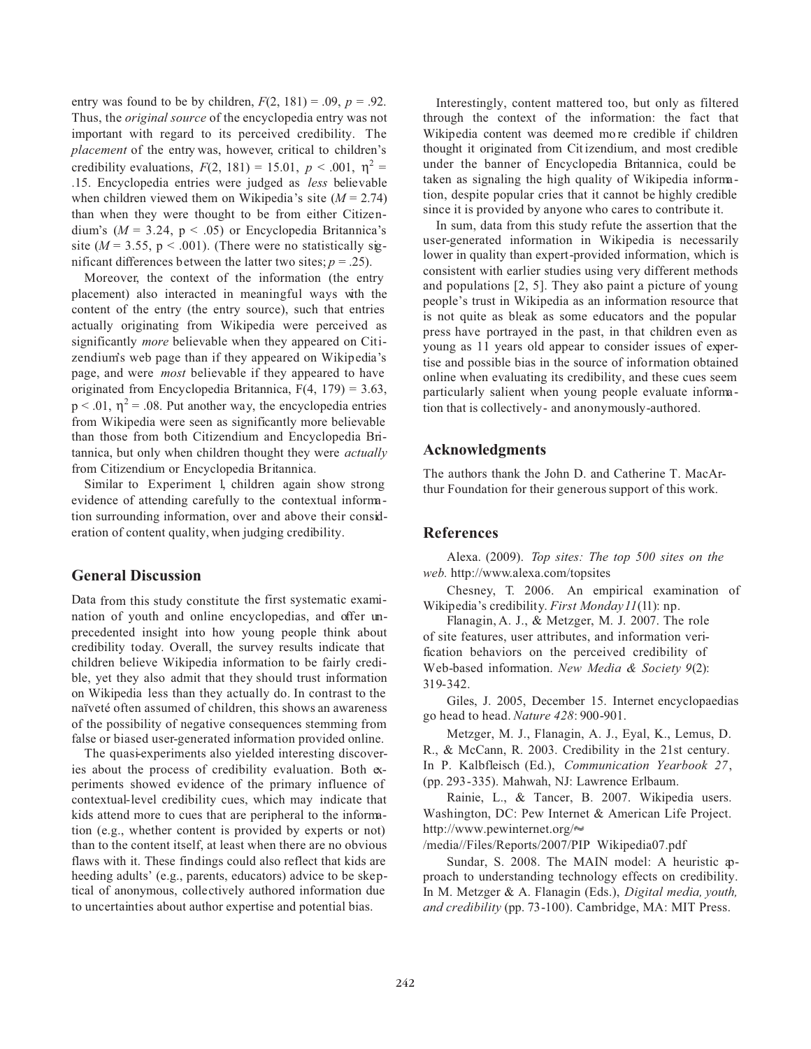entry was found to be by children, $F(2, 181) = .09$, $p = .92$. Thus, the *original source* of the encyclopedia entry was not important with regard to its perceived credibility. The *placement* of the entry was, however, critical to children's credibility evaluations, $F(2, 181) = 15.01$, $p < .001$, $\eta^2 = .15$. Encyclopedia entries were judged as *less* believable when children viewed them on Wikipedia's site ($M = 2.74$) than when they were thought to be from either Citizendium's ($M = 3.24$, $p < .05$) or Encyclopedia Britannica's site ($M = 3.55$, $p < .001$). (There were no statistically significant differences between the latter two sites; $p = .25$).

Moreover, the context of the information (the entry placement) also interacted in meaningful ways with the content of the entry (the entry source), such that entries actually originating from Wikipedia were perceived as significantly *more* believable when they appeared on Citizendium's web page than if they appeared on Wikipedia's page, and were *most* believable if they appeared to have originated from Encyclopedia Britannica, $F(4, 179) = 3.63$, $p < .01$, $\eta^2 = .08$. Put another way, the encyclopedia entries from Wikipedia were seen as significantly more believable than those from both Citizendium and Encyclopedia Britannica, but only when children thought they were *actually* from Citizendium or Encyclopedia Britannica.

Similar to Experiment 1, children again show strong evidence of attending carefully to the contextual information surrounding information, over and above their consideration of content quality, when judging credibility.

## General Discussion

Data from this study constitute the first systematic examination of youth and online encyclopedias, and offer unprecedented insight into how young people think about credibility today. Overall, the survey results indicate that children believe Wikipedia information to be fairly credible, yet they also admit that they should trust information on Wikipedia less than they actually do. In contrast to the naïveté often assumed of children, this shows an awareness of the possibility of negative consequences stemming from false or biased user-generated information provided online.

The quasi-experiments also yielded interesting discoveries about the process of credibility evaluation. Both experiments showed evidence of the primary influence of contextual-level credibility cues, which may indicate that kids attend more to cues that are peripheral to the information (e.g., whether content is provided by experts or not) than to the content itself, at least when there are no obvious flaws with it. These findings could also reflect that kids are heeding adults' (e.g., parents, educators) advice to be skeptical of anonymous, collectively authored information due to uncertainties about author expertise and potential bias.

Interestingly, content mattered too, but only as filtered through the context of the information: the fact that Wikipedia content was deemed more credible if children thought it originated from Citizendium, and most credible under the banner of Encyclopedia Britannica, could be taken as signaling the high quality of Wikipedia information, despite popular cries that it cannot be highly credible since it is provided by anyone who cares to contribute it.

In sum, data from this study refute the assertion that the user-generated information in Wikipedia is necessarily lower in quality than expert-provided information, which is consistent with earlier studies using very different methods and populations [2, 5]. They also paint a picture of young people's trust in Wikipedia as an information resource that is not quite as bleak as some educators and the popular press have portrayed in the past, in that children even as young as 11 years old appear to consider issues of expertise and possible bias in the source of information obtained online when evaluating its credibility, and these cues seem particularly salient when young people evaluate information that is collectively- and anonymously-authored.

## Acknowledgments

The authors thank the John D. and Catherine T. MacArthur Foundation for their generous support of this work.

## References

Alexa. (2009). *Top sites: The top 500 sites on the web.* http://www.alexa.com/topsites

Chesney, T. 2006. An empirical examination of Wikipedia's credibility. *First Monday 11*(11): np.

Flanagin, A. J., & Metzger, M. J. 2007. The role of site features, user attributes, and information verification behaviors on the perceived credibility of Web-based information. *New Media & Society 9*(2): 319-342.

Giles, J. 2005, December 15. Internet encyclopaedias go head to head. *Nature 428*: 900-901.

Metzger, M. J., Flanagin, A. J., Eyal, K., Lemus, D. R., & McCann, R. 2003. Credibility in the 21st century. In P. Kalbfleisch (Ed.), *Communication Yearbook 27*, (pp. 293-335). Mahwah, NJ: Lawrence Erlbaum.

Rainie, L., & Tancer, B. 2007. Wikipedia users. Washington, DC: Pew Internet & American Life Project. http://www.pewinternet.org/
/media//Files/Reports/2007/PIP Wikipedia07.pdf

Sundar, S. 2008. The MAIN model: A heuristic approach to understanding technology effects on credibility. In M. Metzger & A. Flanagin (Eds.), *Digital media, youth, and credibility* (pp. 73-100). Cambridge, MA: MIT Press.